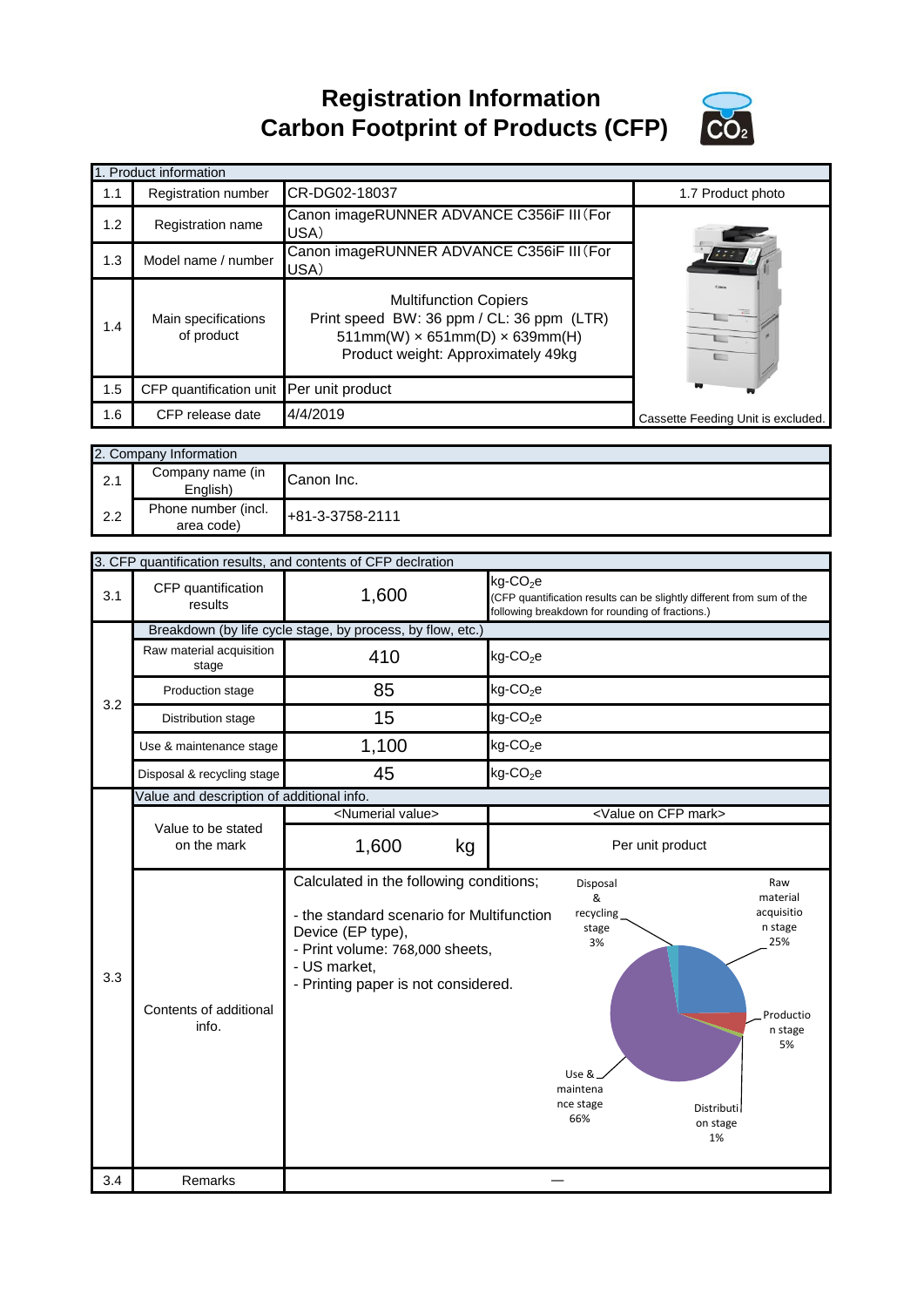# Registration Information
# Carbon Footprint of Products (CFP)

## 1. Product information

| No. | Item | Content |
|---|---|---|
| 1.1 | Registration number | CR-DG02-18037 |
| 1.2 | Registration name | Canon imageRUNNER ADVANCE C356iF III（For USA） |
| 1.3 | Model name / number | Canon imageRUNNER ADVANCE C356iF III（For USA） |
| 1.4 | Main specifications of product | Multifunction Copiers<br>Print speed BW: 36 ppm / CL: 36 ppm (LTR)<br>511mm(W) × 651mm(D) × 639mm(H)<br>Product weight: Approximately 49kg |
| 1.5 | CFP quantification unit | Per unit product |
| 1.6 | CFP release date | 4/4/2019 |
| 1.7 | Product photo | Cassette Feeding Unit is excluded. |

## 2. Company Information

| No. | Item | Content |
|---|---|---|
| 2.1 | Company name (in English) | Canon Inc. |
| 2.2 | Phone number (incl. area code) | +81-3-3758-2111 |

## 3. CFP quantification results, and contents of CFP declration

| No. | Item | Value | Unit |
|---|---|---|---|
| 3.1 | CFP quantification results | 1,600 | kg-$CO_2$e (CFP quantification results can be slightly different from sum of the following breakdown for rounding of fractions.) |
| 3.2 | Breakdown (by life cycle stage, by process, by flow, etc.) | | |
| | Raw material acquisition stage | 410 | kg-$CO_2$e |
| | Production stage | 85 | kg-$CO_2$e |
| | Distribution stage | 15 | kg-$CO_2$e |
| | Use & maintenance stage | 1,100 | kg-$CO_2$e |
| | Disposal & recycling stage | 45 | kg-$CO_2$e |

### 3.3 Value and description of additional info.

| Item | <Numerial value> | <Value on CFP mark> |
|---|---|---|
| Value to be stated on the mark | 1,600 kg | Per unit product |

**Contents of additional info.**

Calculated in the following conditions;

- the standard scenario for Multifunction Device (EP type),
- Print volume: 768,000 sheets,
- US market,
- Printing paper is not considered.

Pie chart breakdown:
- Raw material acquisition stage: 25%
- Production stage: 5%
- Distribution stage: 1%
- Use & maintenance stage: 66%
- Disposal & recycling stage: 3%

### 3.4 Remarks

—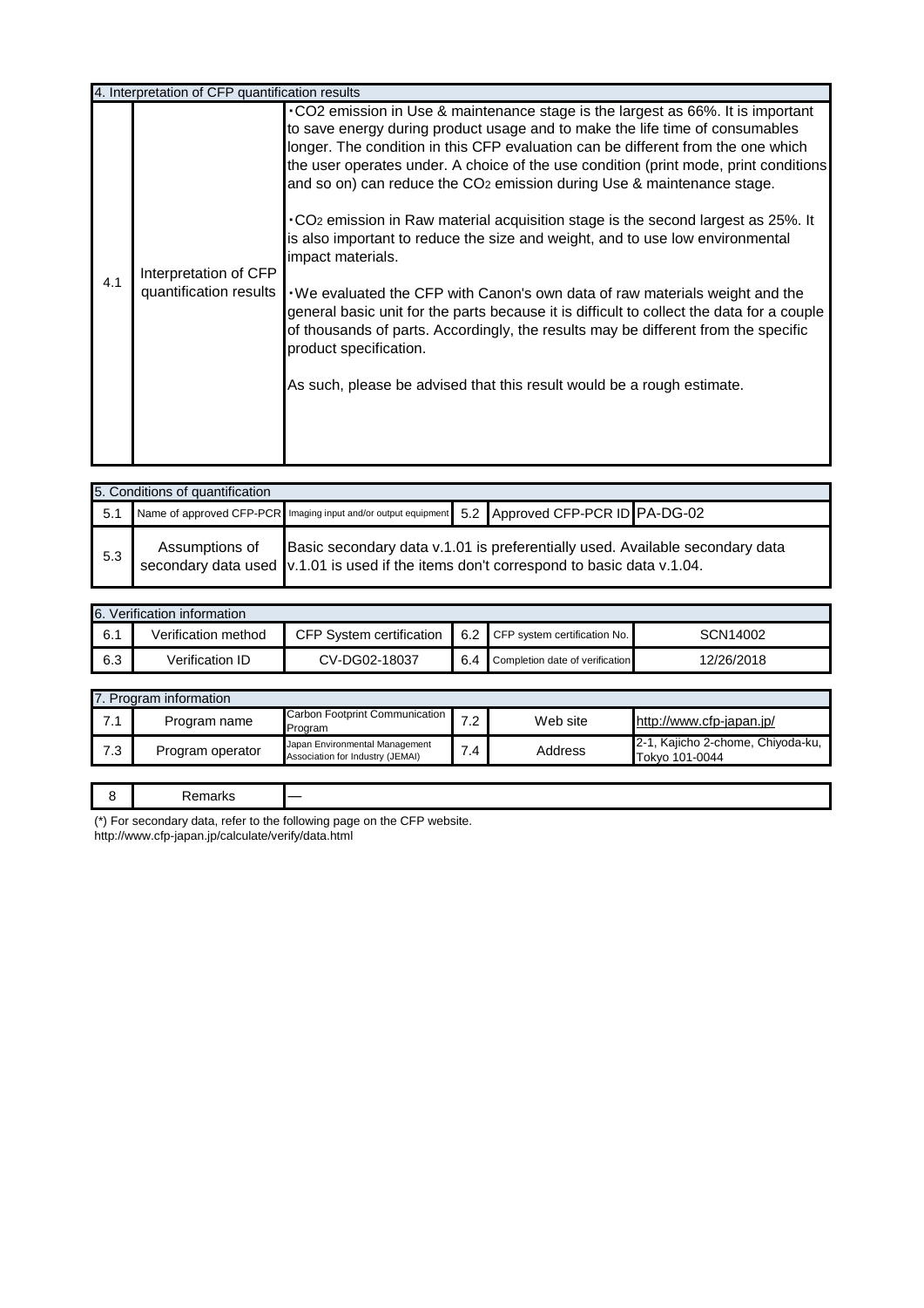| 4. Interpretation of CFP quantification results | | |
|---|---|---|
| 4.1 | Interpretation of CFP quantification results | ・$CO_2$ emission in Use & maintenance stage is the largest as 66%. It is important to save energy during product usage and to make the life time of consumables longer. The condition in this CFP evaluation can be different from the one which the user operates under. A choice of the use condition (print mode, print conditions and so on) can reduce the $CO_2$ emission during Use & maintenance stage.<br><br>・$CO_2$ emission in Raw material acquisition stage is the second largest as 25%. It is also important to reduce the size and weight, and to use low environmental impact materials.<br><br>・We evaluated the CFP with Canon's own data of raw materials weight and the general basic unit for the parts because it is difficult to collect the data for a couple of thousands of parts. Accordingly, the results may be different from the specific product specification.<br><br>As such, please be advised that this result would be a rough estimate. |

| 5. Conditions of quantification | | | | | |
|---|---|---|---|---|---|
| 5.1 | Name of approved CFP-PCR | Imaging input and/or output equipment | 5.2 | Approved CFP-PCR ID | PA-DG-02 |
| 5.3 | Assumptions of secondary data used | Basic secondary data v.1.01 is preferentially used. Available secondary data v.1.01 is used if the items don't correspond to basic data v.1.04. | | | |

| 6. Verification information | | | | | |
|---|---|---|---|---|---|
| 6.1 | Verification method | CFP System certification | 6.2 | CFP system certification No. | SCN14002 |
| 6.3 | Verification ID | CV-DG02-18037 | 6.4 | Completion date of verification | 12/26/2018 |

| 7. Program information | | | | | |
|---|---|---|---|---|---|
| 7.1 | Program name | Carbon Footprint Communication Program | 7.2 | Web site | http://www.cfp-japan.jp/ |
| 7.3 | Program operator | Japan Environmental Management Association for Industry (JEMAI) | 7.4 | Address | 2-1, Kajicho 2-chome, Chiyoda-ku, Tokyo 101-0044 |

| | | |
|---|---|---|
| 8 | Remarks | — |

(*) For secondary data, refer to the following page on the CFP website.
http://www.cfp-japan.jp/calculate/verify/data.html